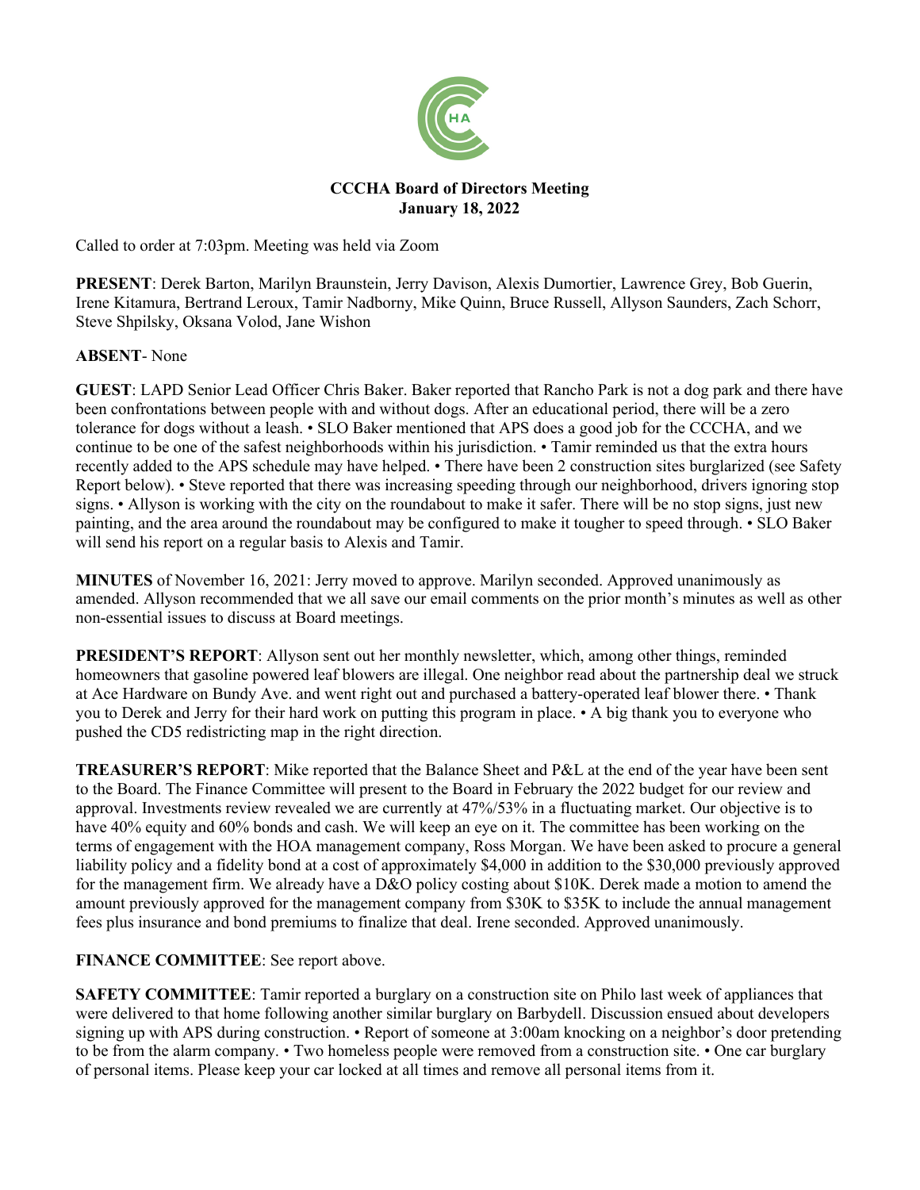**CCCHA Board of Directors Meeting**
**January 18, 2022**

Called to order at 7:03pm. Meeting was held via Zoom

**PRESENT**: Derek Barton, Marilyn Braunstein, Jerry Davison, Alexis Dumortier, Lawrence Grey, Bob Guerin, Irene Kitamura, Bertrand Leroux, Tamir Nadborny, Mike Quinn, Bruce Russell, Allyson Saunders, Zach Schorr, Steve Shpilsky, Oksana Volod, Jane Wishon

**ABSENT**- None

**GUEST**: LAPD Senior Lead Officer Chris Baker. Baker reported that Rancho Park is not a dog park and there have been confrontations between people with and without dogs. After an educational period, there will be a zero tolerance for dogs without a leash. • SLO Baker mentioned that APS does a good job for the CCCHA, and we continue to be one of the safest neighborhoods within his jurisdiction. • Tamir reminded us that the extra hours recently added to the APS schedule may have helped. • There have been 2 construction sites burglarized (see Safety Report below). • Steve reported that there was increasing speeding through our neighborhood, drivers ignoring stop signs. • Allyson is working with the city on the roundabout to make it safer. There will be no stop signs, just new painting, and the area around the roundabout may be configured to make it tougher to speed through. • SLO Baker will send his report on a regular basis to Alexis and Tamir.

**MINUTES** of November 16, 2021: Jerry moved to approve. Marilyn seconded. Approved unanimously as amended. Allyson recommended that we all save our email comments on the prior month's minutes as well as other non-essential issues to discuss at Board meetings.

**PRESIDENT'S REPORT**: Allyson sent out her monthly newsletter, which, among other things, reminded homeowners that gasoline powered leaf blowers are illegal. One neighbor read about the partnership deal we struck at Ace Hardware on Bundy Ave. and went right out and purchased a battery-operated leaf blower there. • Thank you to Derek and Jerry for their hard work on putting this program in place. • A big thank you to everyone who pushed the CD5 redistricting map in the right direction.

**TREASURER'S REPORT**: Mike reported that the Balance Sheet and P&L at the end of the year have been sent to the Board. The Finance Committee will present to the Board in February the 2022 budget for our review and approval. Investments review revealed we are currently at 47%/53% in a fluctuating market. Our objective is to have 40% equity and 60% bonds and cash. We will keep an eye on it. The committee has been working on the terms of engagement with the HOA management company, Ross Morgan. We have been asked to procure a general liability policy and a fidelity bond at a cost of approximately $4,000 in addition to the $30,000 previously approved for the management firm. We already have a D&O policy costing about $10K. Derek made a motion to amend the amount previously approved for the management company from $30K to $35K to include the annual management fees plus insurance and bond premiums to finalize that deal. Irene seconded. Approved unanimously.

**FINANCE COMMITTEE**: See report above.

**SAFETY COMMITTEE**: Tamir reported a burglary on a construction site on Philo last week of appliances that were delivered to that home following another similar burglary on Barbydell. Discussion ensued about developers signing up with APS during construction. • Report of someone at 3:00am knocking on a neighbor's door pretending to be from the alarm company. • Two homeless people were removed from a construction site. • One car burglary of personal items. Please keep your car locked at all times and remove all personal items from it.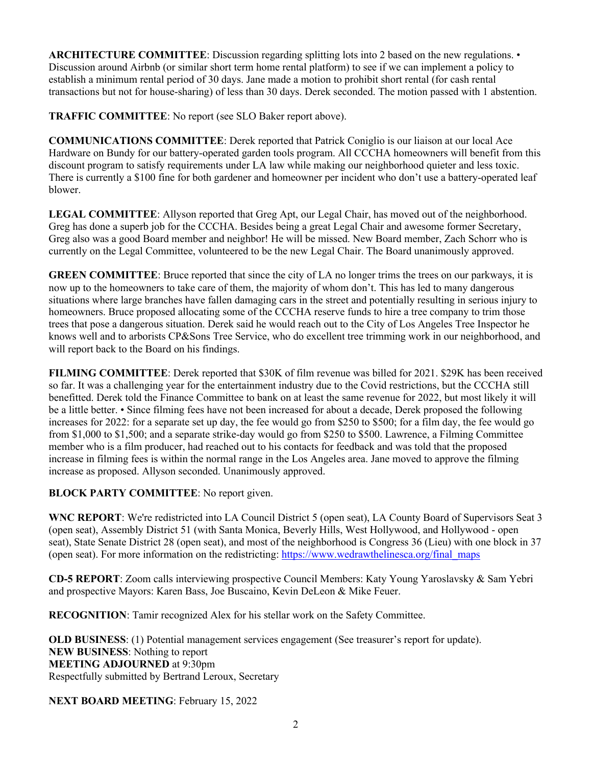**ARCHITECTURE COMMITTEE**: Discussion regarding splitting lots into 2 based on the new regulations. • Discussion around Airbnb (or similar short term home rental platform) to see if we can implement a policy to establish a minimum rental period of 30 days. Jane made a motion to prohibit short rental (for cash rental transactions but not for house-sharing) of less than 30 days. Derek seconded. The motion passed with 1 abstention.

**TRAFFIC COMMITTEE**: No report (see SLO Baker report above).

**COMMUNICATIONS COMMITTEE**: Derek reported that Patrick Coniglio is our liaison at our local Ace Hardware on Bundy for our battery-operated garden tools program. All CCCHA homeowners will benefit from this discount program to satisfy requirements under LA law while making our neighborhood quieter and less toxic. There is currently a $100 fine for both gardener and homeowner per incident who don't use a battery-operated leaf blower.

**LEGAL COMMITTEE**: Allyson reported that Greg Apt, our Legal Chair, has moved out of the neighborhood. Greg has done a superb job for the CCCHA. Besides being a great Legal Chair and awesome former Secretary, Greg also was a good Board member and neighbor! He will be missed. New Board member, Zach Schorr who is currently on the Legal Committee, volunteered to be the new Legal Chair. The Board unanimously approved.

**GREEN COMMITTEE**: Bruce reported that since the city of LA no longer trims the trees on our parkways, it is now up to the homeowners to take care of them, the majority of whom don't. This has led to many dangerous situations where large branches have fallen damaging cars in the street and potentially resulting in serious injury to homeowners. Bruce proposed allocating some of the CCCHA reserve funds to hire a tree company to trim those trees that pose a dangerous situation. Derek said he would reach out to the City of Los Angeles Tree Inspector he knows well and to arborists CP&Sons Tree Service, who do excellent tree trimming work in our neighborhood, and will report back to the Board on his findings.

**FILMING COMMITTEE**: Derek reported that $30K of film revenue was billed for 2021. $29K has been received so far. It was a challenging year for the entertainment industry due to the Covid restrictions, but the CCCHA still benefitted. Derek told the Finance Committee to bank on at least the same revenue for 2022, but most likely it will be a little better. • Since filming fees have not been increased for about a decade, Derek proposed the following increases for 2022: for a separate set up day, the fee would go from $250 to $500; for a film day, the fee would go from $1,000 to $1,500; and a separate strike-day would go from $250 to $500. Lawrence, a Filming Committee member who is a film producer, had reached out to his contacts for feedback and was told that the proposed increase in filming fees is within the normal range in the Los Angeles area. Jane moved to approve the filming increase as proposed. Allyson seconded. Unanimously approved.

**BLOCK PARTY COMMITTEE**: No report given.

**WNC REPORT**: We're redistricted into LA Council District 5 (open seat), LA County Board of Supervisors Seat 3 (open seat), Assembly District 51 (with Santa Monica, Beverly Hills, West Hollywood, and Hollywood - open seat), State Senate District 28 (open seat), and most of the neighborhood is Congress 36 (Lieu) with one block in 37 (open seat). For more information on the redistricting: [https://www.wedrawthelinesca.org/final_maps](https://www.wedrawthelinesca.org/final_maps)

**CD-5 REPORT**: Zoom calls interviewing prospective Council Members: Katy Young Yaroslavsky & Sam Yebri and prospective Mayors: Karen Bass, Joe Buscaino, Kevin DeLeon & Mike Feuer.

**RECOGNITION**: Tamir recognized Alex for his stellar work on the Safety Committee.

**OLD BUSINESS**: (1) Potential management services engagement (See treasurer's report for update).
**NEW BUSINESS**: Nothing to report
**MEETING ADJOURNED** at 9:30pm
Respectfully submitted by Bertrand Leroux, Secretary

**NEXT BOARD MEETING**: February 15, 2022